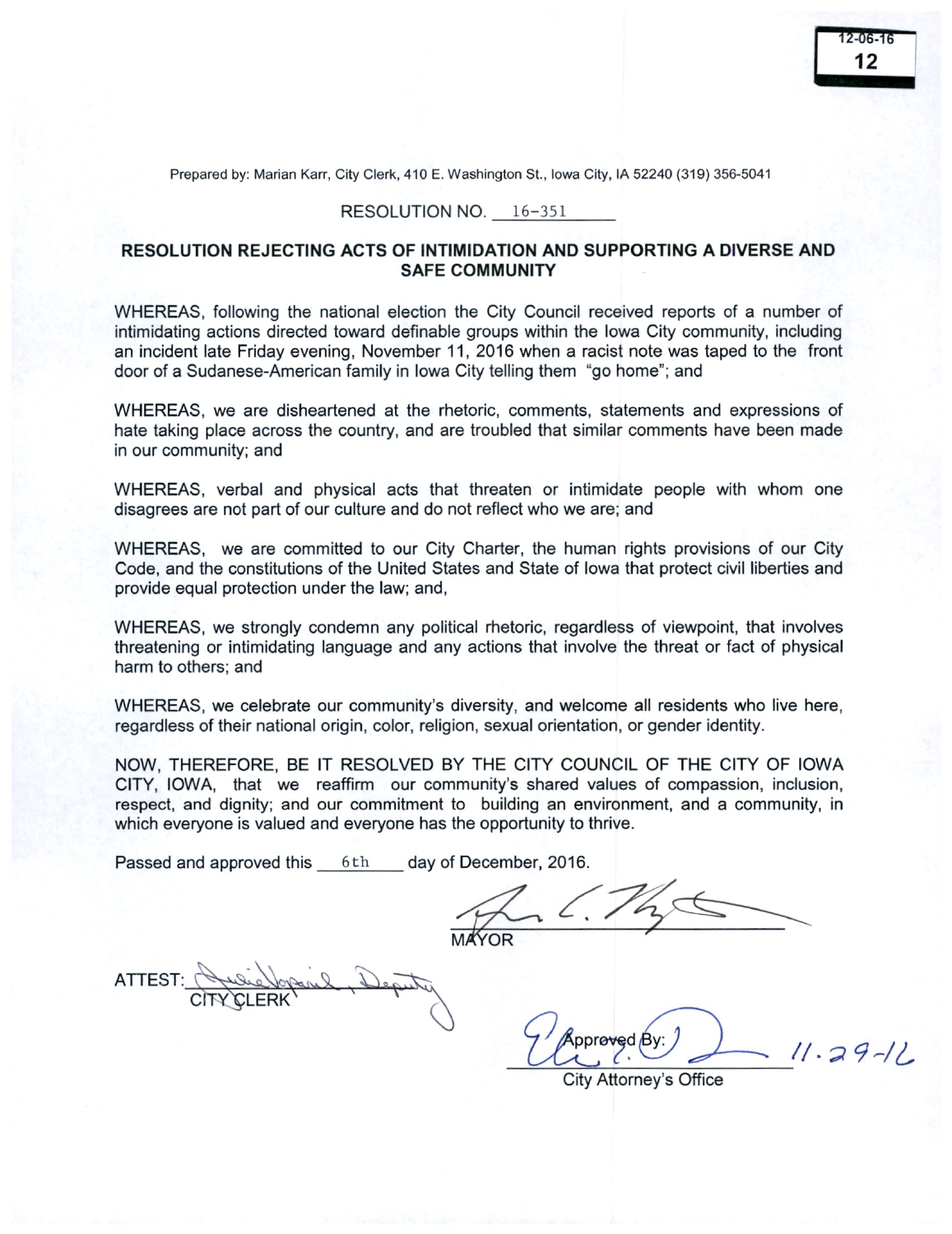12-06-16
12

Prepared by: Marian Karr, City Clerk, 410 E. Washington St., Iowa City, IA 52240 (319) 356-5041

RESOLUTION NO. 16-351

## RESOLUTION REJECTING ACTS OF INTIMIDATION AND SUPPORTING A DIVERSE AND SAFE COMMUNITY

WHEREAS, following the national election the City Council received reports of a number of intimidating actions directed toward definable groups within the Iowa City community, including an incident late Friday evening, November 11, 2016 when a racist note was taped to the front door of a Sudanese-American family in Iowa City telling them "go home"; and

WHEREAS, we are disheartened at the rhetoric, comments, statements and expressions of hate taking place across the country, and are troubled that similar comments have been made in our community; and

WHEREAS, verbal and physical acts that threaten or intimidate people with whom one disagrees are not part of our culture and do not reflect who we are; and

WHEREAS, we are committed to our City Charter, the human rights provisions of our City Code, and the constitutions of the United States and State of Iowa that protect civil liberties and provide equal protection under the law; and,

WHEREAS, we strongly condemn any political rhetoric, regardless of viewpoint, that involves threatening or intimidating language and any actions that involve the threat or fact of physical harm to others; and

WHEREAS, we celebrate our community's diversity, and welcome all residents who live here, regardless of their national origin, color, religion, sexual orientation, or gender identity.

NOW, THEREFORE, BE IT RESOLVED BY THE CITY COUNCIL OF THE CITY OF IOWA CITY, IOWA, that we reaffirm our community's shared values of compassion, inclusion, respect, and dignity; and our commitment to building an environment, and a community, in which everyone is valued and everyone has the opportunity to thrive.

Passed and approved this 6th day of December, 2016.

MAYOR

ATTEST: CITY CLERK, Deputy

Approved By:
City Attorney's Office 11-29-16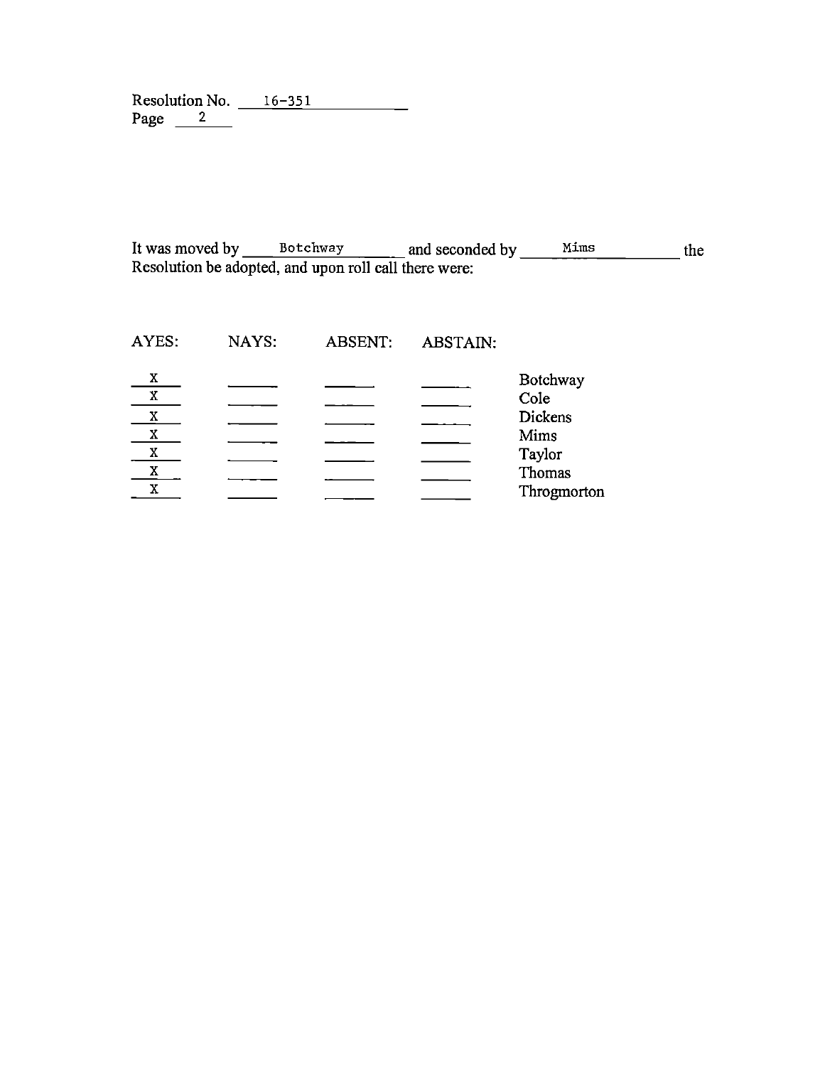Resolution No. 16-351
Page 2

It was moved by Botchway and seconded by Mims the Resolution be adopted, and upon roll call there were:

| AYES: | NAYS: | ABSENT: | ABSTAIN: | |
|---|---|---|---|---|
| X | | | | Botchway |
| X | | | | Cole |
| X | | | | Dickens |
| X | | | | Mims |
| X | | | | Taylor |
| X | | | | Thomas |
| X | | | | Throgmorton |